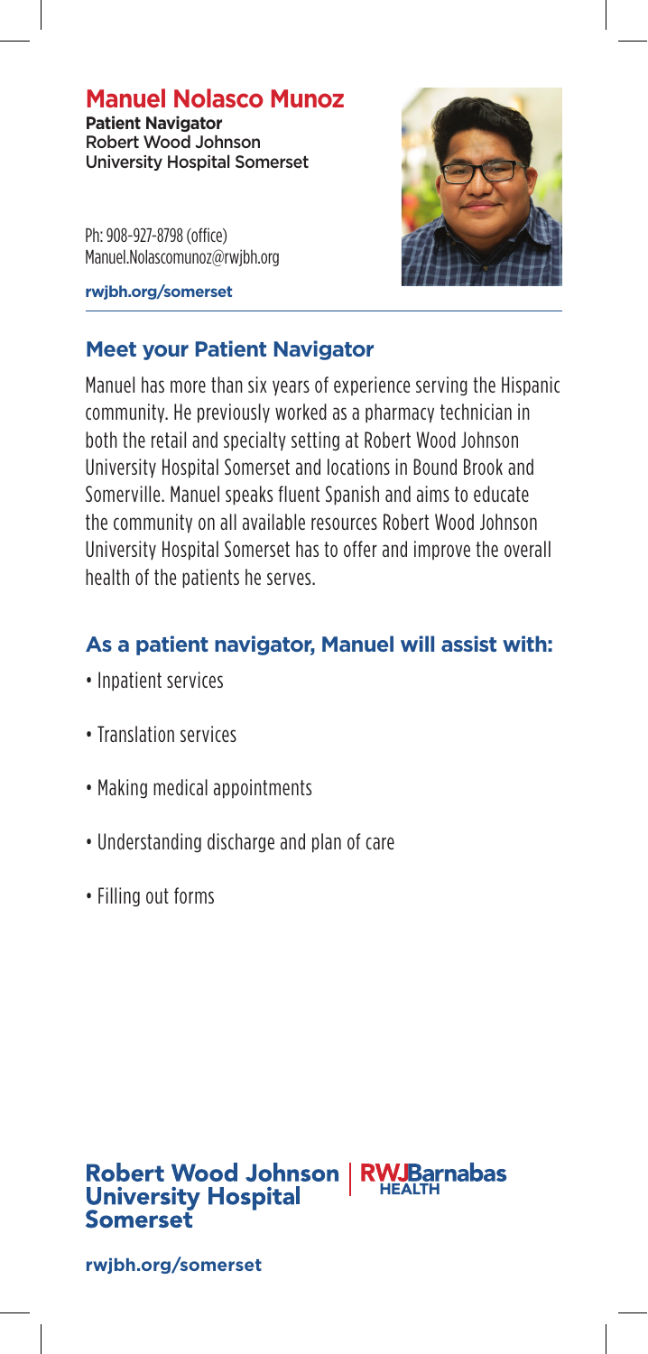# Manuel Nolasco Munoz

**Patient Navigator**
Robert Wood Johnson
University Hospital Somerset

Ph: 908-927-8798 (office)
Manuel.Nolascomunoz@rwjbh.org

**rwjbh.org/somerset**

## Meet your Patient Navigator

Manuel has more than six years of experience serving the Hispanic community. He previously worked as a pharmacy technician in both the retail and specialty setting at Robert Wood Johnson University Hospital Somerset and locations in Bound Brook and Somerville. Manuel speaks fluent Spanish and aims to educate the community on all available resources Robert Wood Johnson University Hospital Somerset has to offer and improve the overall health of the patients he serves.

## As a patient navigator, Manuel will assist with:

- Inpatient services
- Translation services
- Making medical appointments
- Understanding discharge and plan of care
- Filling out forms

**Robert Wood Johnson University Hospital Somerset** | **RWJBarnabas HEALTH**

**rwjbh.org/somerset**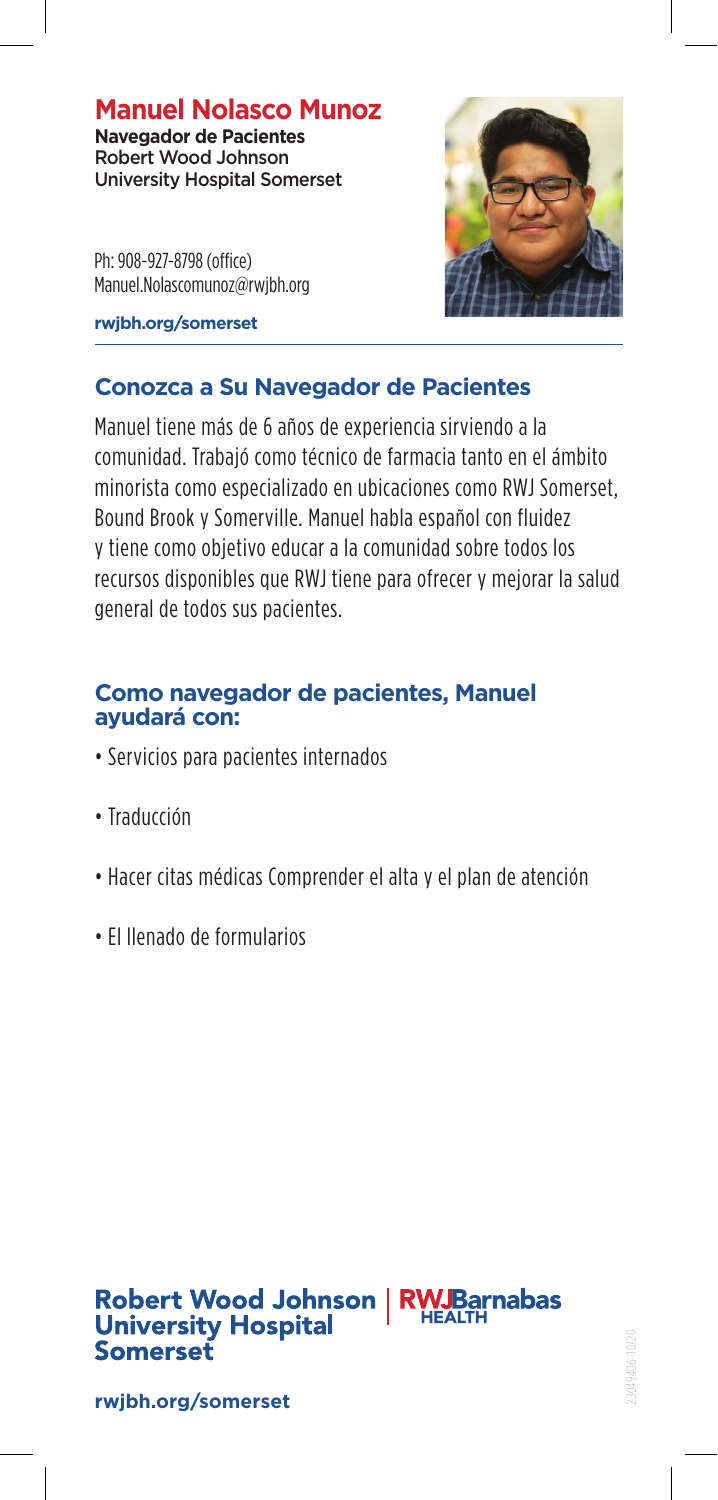# Manuel Nolasco Munoz

**Navegador de Pacientes**
Robert Wood Johnson
University Hospital Somerset

Ph: 908-927-8798 (office)
Manuel.Nolascomunoz@rwjbh.org

**rwjbh.org/somerset**

## Conozca a Su Navegador de Pacientes

Manuel tiene más de 6 años de experiencia sirviendo a la comunidad. Trabajó como técnico de farmacia tanto en el ámbito minorista como especializado en ubicaciones como RWJ Somerset, Bound Brook y Somerville. Manuel habla español con fluidez y tiene como objetivo educar a la comunidad sobre todos los recursos disponibles que RWJ tiene para ofrecer y mejorar la salud general de todos sus pacientes.

## Como navegador de pacientes, Manuel ayudará con:

- Servicios para pacientes internados
- Traducción
- Hacer citas médicas Comprender el alta y el plan de atención
- El llenado de formularios

**Robert Wood Johnson University Hospital Somerset** | **RWJBarnabas HEALTH**

**rwjbh.org/somerset**

2304940б-10/20